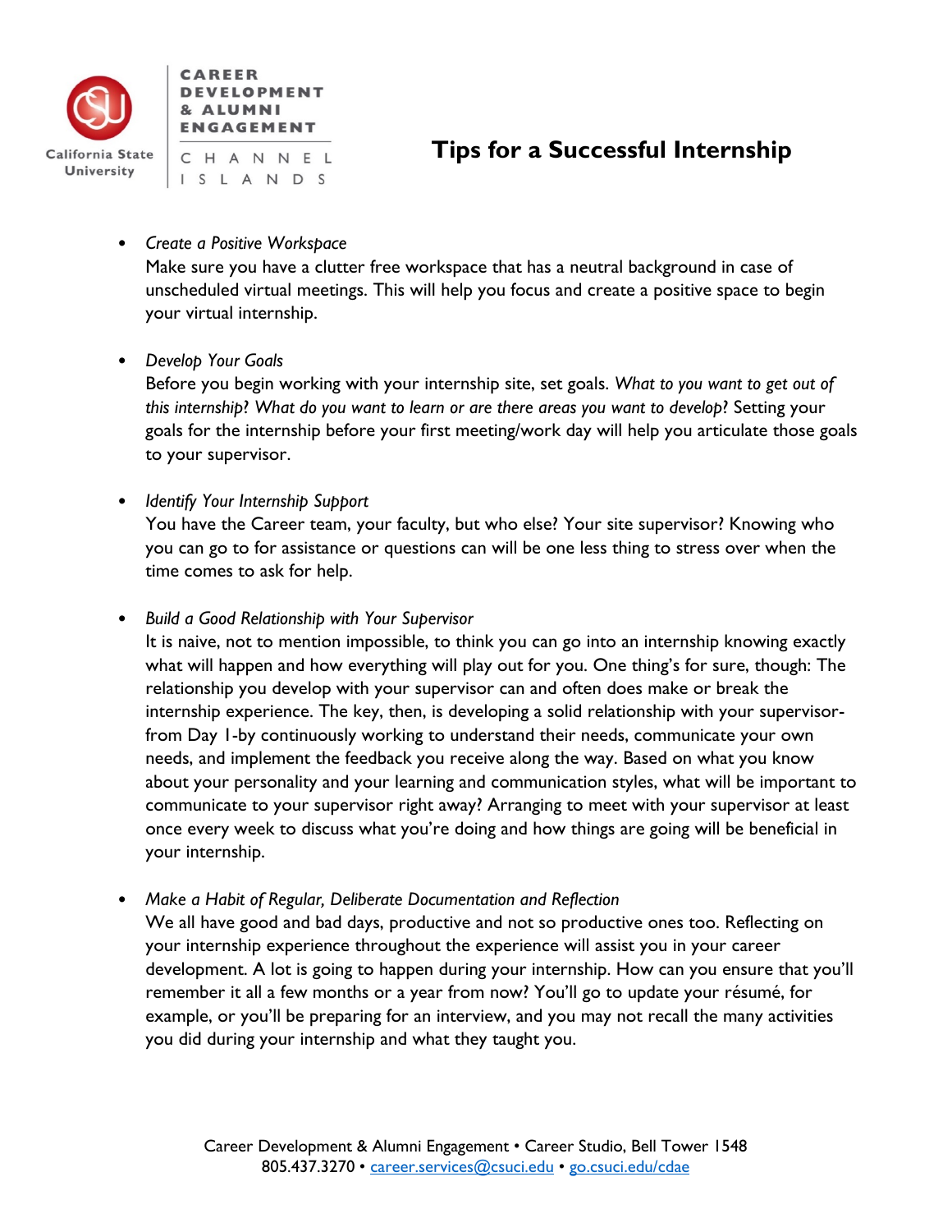CAREER DEVELOPMENT & ALUMNI ENGAGEMENT

California State University CHANNEL ISLANDS

# Tips for a Successful Internship

- *Create a Positive Workspace*
  Make sure you have a clutter free workspace that has a neutral background in case of unscheduled virtual meetings. This will help you focus and create a positive space to begin your virtual internship.

- *Develop Your Goals*
  Before you begin working with your internship site, set goals. *What to you want to get out of this internship? What do you want to learn or are there areas you want to develop?* Setting your goals for the internship before your first meeting/work day will help you articulate those goals to your supervisor.

- *Identify Your Internship Support*
  You have the Career team, your faculty, but who else? Your site supervisor? Knowing who you can go to for assistance or questions can will be one less thing to stress over when the time comes to ask for help.

- *Build a Good Relationship with Your Supervisor*
  It is naive, not to mention impossible, to think you can go into an internship knowing exactly what will happen and how everything will play out for you. One thing's for sure, though: The relationship you develop with your supervisor can and often does make or break the internship experience. The key, then, is developing a solid relationship with your supervisor-from Day 1-by continuously working to understand their needs, communicate your own needs, and implement the feedback you receive along the way. Based on what you know about your personality and your learning and communication styles, what will be important to communicate to your supervisor right away? Arranging to meet with your supervisor at least once every week to discuss what you're doing and how things are going will be beneficial in your internship.

- *Make a Habit of Regular, Deliberate Documentation and Reflection*
  We all have good and bad days, productive and not so productive ones too. Reflecting on your internship experience throughout the experience will assist you in your career development. A lot is going to happen during your internship. How can you ensure that you'll remember it all a few months or a year from now? You'll go to update your résumé, for example, or you'll be preparing for an interview, and you may not recall the many activities you did during your internship and what they taught you.

Career Development & Alumni Engagement • Career Studio, Bell Tower 1548
805.437.3270 • career.services@csuci.edu • go.csuci.edu/cdae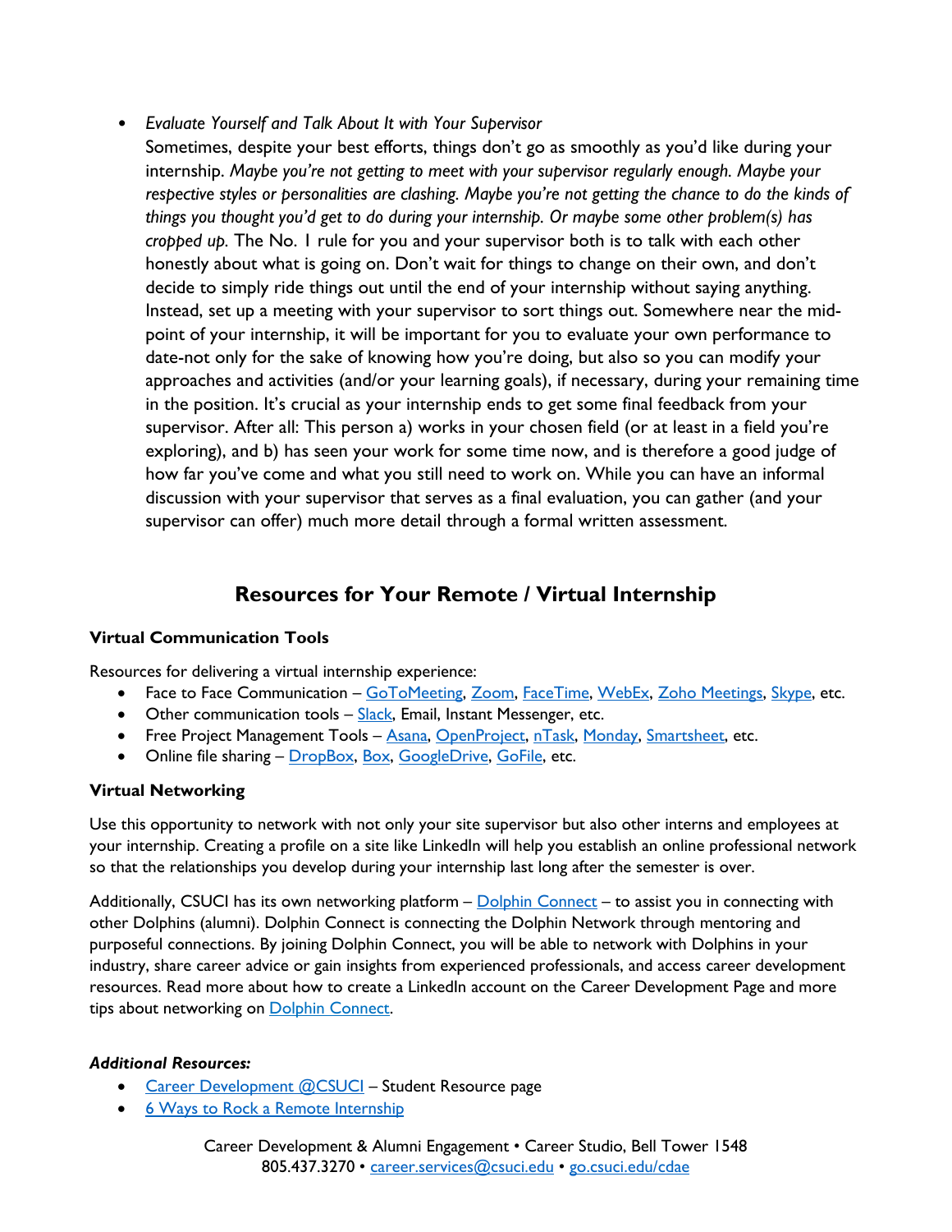- *Evaluate Yourself and Talk About It with Your Supervisor*
  Sometimes, despite your best efforts, things don't go as smoothly as you'd like during your internship. *Maybe you're not getting to meet with your supervisor regularly enough. Maybe your respective styles or personalities are clashing. Maybe you're not getting the chance to do the kinds of things you thought you'd get to do during your internship. Or maybe some other problem(s) has cropped up.* The No. 1 rule for you and your supervisor both is to talk with each other honestly about what is going on. Don't wait for things to change on their own, and don't decide to simply ride things out until the end of your internship without saying anything. Instead, set up a meeting with your supervisor to sort things out. Somewhere near the mid-point of your internship, it will be important for you to evaluate your own performance to date-not only for the sake of knowing how you're doing, but also so you can modify your approaches and activities (and/or your learning goals), if necessary, during your remaining time in the position. It's crucial as your internship ends to get some final feedback from your supervisor. After all: This person a) works in your chosen field (or at least in a field you're exploring), and b) has seen your work for some time now, and is therefore a good judge of how far you've come and what you still need to work on. While you can have an informal discussion with your supervisor that serves as a final evaluation, you can gather (and your supervisor can offer) much more detail through a formal written assessment.

## Resources for Your Remote / Virtual Internship

### Virtual Communication Tools

Resources for delivering a virtual internship experience:

- Face to Face Communication – GoToMeeting, Zoom, FaceTime, WebEx, Zoho Meetings, Skype, etc.
- Other communication tools – Slack, Email, Instant Messenger, etc.
- Free Project Management Tools – Asana, OpenProject, nTask, Monday, Smartsheet, etc.
- Online file sharing – DropBox, Box, GoogleDrive, GoFile, etc.

### Virtual Networking

Use this opportunity to network with not only your site supervisor but also other interns and employees at your internship. Creating a profile on a site like LinkedIn will help you establish an online professional network so that the relationships you develop during your internship last long after the semester is over.

Additionally, CSUCI has its own networking platform – Dolphin Connect – to assist you in connecting with other Dolphins (alumni). Dolphin Connect is connecting the Dolphin Network through mentoring and purposeful connections. By joining Dolphin Connect, you will be able to network with Dolphins in your industry, share career advice or gain insights from experienced professionals, and access career development resources. Read more about how to create a LinkedIn account on the Career Development Page and more tips about networking on Dolphin Connect.

***Additional Resources:***

- Career Development @CSUCI – Student Resource page
- 6 Ways to Rock a Remote Internship

Career Development & Alumni Engagement • Career Studio, Bell Tower 1548
805.437.3270 • career.services@csuci.edu • go.csuci.edu/cdae